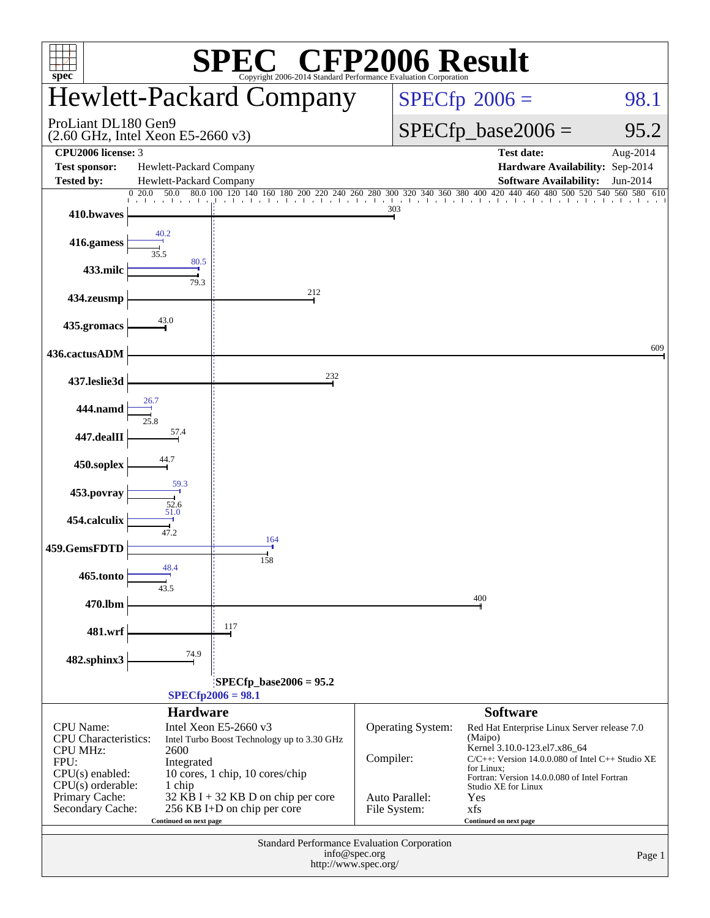# SPEC® CFP2006 Result

Copyright 2006-2014 Standard Performance Evaluation Corporation

## Hewlett-Packard Company

ProLiant DL180 Gen9
(2.60 GHz, Intel Xeon E5-2660 v3)

SPECfp 2006 = 98.1

SPECfp_base2006 = 95.2

| | | | |
|---|---|---|---|
| **CPU2006 license:** | 3 | **Test date:** | Aug-2014 |
| **Test sponsor:** | Hewlett-Packard Company | **Hardware Availability:** | Sep-2014 |
| **Tested by:** | Hewlett-Packard Company | **Software Availability:** | Jun-2014 |

| Benchmark | Peak | Base |
|---|---|---|
| 410.bwaves | | 303 |
| 416.gamess | 40.2 | 35.5 |
| 433.milc | 80.5 | 79.3 |
| 434.zeusmp | | 212 |
| 435.gromacs | | 43.0 |
| 436.cactusADM | | 609 |
| 437.leslie3d | | 232 |
| 444.namd | 26.7 | 25.8 |
| 447.dealII | | 57.4 |
| 450.soplex | | 44.7 |
| 453.povray | 59.3 | 52.6 |
| 454.calculix | 51.0 | 47.2 |
| 459.GemsFDTD | 164 | 158 |
| 465.tonto | 48.4 | 43.5 |
| 470.lbm | | 400 |
| 481.wrf | | 117 |
| 482.sphinx3 | | 74.9 |

SPECfp_base2006 = 95.2

SPECfp2006 = 98.1

### Hardware

| | |
|---|---|
| CPU Name: | Intel Xeon E5-2660 v3 |
| CPU Characteristics: | Intel Turbo Boost Technology up to 3.30 GHz |
| CPU MHz: | 2600 |
| FPU: | Integrated |
| CPU(s) enabled: | 10 cores, 1 chip, 10 cores/chip |
| CPU(s) orderable: | 1 chip |
| Primary Cache: | 32 KB I + 32 KB D on chip per core |
| Secondary Cache: | 256 KB I+D on chip per core |

Continued on next page

### Software

| | |
|---|---|
| Operating System: | Red Hat Enterprise Linux Server release 7.0 (Maipo) Kernel 3.10.0-123.el7.x86_64 |
| Compiler: | C/C++: Version 14.0.0.080 of Intel C++ Studio XE for Linux; Fortran: Version 14.0.0.080 of Intel Fortran Studio XE for Linux |
| Auto Parallel: | Yes |
| File System: | xfs |

Continued on next page

Standard Performance Evaluation Corporation
info@spec.org
http://www.spec.org/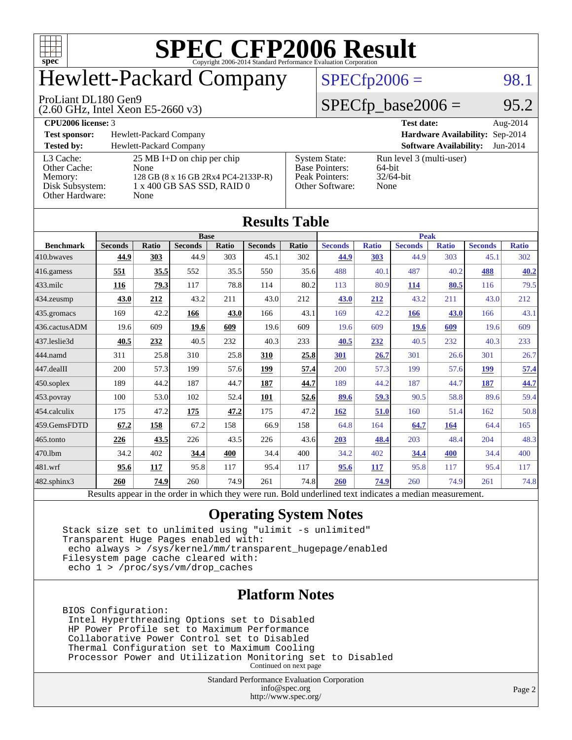# SPEC CFP2006 Result

Copyright 2006-2014 Standard Performance Evaluation Corporation

# Hewlett-Packard Company

ProLiant DL180 Gen9
(2.60 GHz, Intel Xeon E5-2660 v3)

SPECfp2006 = 98.1

SPECfp_base2006 = 95.2

| | | | |
|---|---|---|---|
| **CPU2006 license:** 3 | | **Test date:** | Aug-2014 |
| **Test sponsor:** | Hewlett-Packard Company | **Hardware Availability:** | Sep-2014 |
| **Tested by:** | Hewlett-Packard Company | **Software Availability:** | Jun-2014 |

| | | | |
|---|---|---|---|
| L3 Cache: | 25 MB I+D on chip per chip | System State: | Run level 3 (multi-user) |
| Other Cache: | None | Base Pointers: | 64-bit |
| Memory: | 128 GB (8 x 16 GB 2Rx4 PC4-2133P-R) | Peak Pointers: | 32/64-bit |
| Disk Subsystem: | 1 x 400 GB SAS SSD, RAID 0 | Other Software: | None |
| Other Hardware: | None | | |

## Results Table

| | Base | | | | | | Peak | | | | | |
|---|---|---|---|---|---|---|---|---|---|---|---|---|
| **Benchmark** | **Seconds** | **Ratio** | **Seconds** | **Ratio** | **Seconds** | **Ratio** | **Seconds** | **Ratio** | **Seconds** | **Ratio** | **Seconds** | **Ratio** |
| 410.bwaves | **44.9** | **303** | 44.9 | 303 | 45.1 | 302 | **44.9** | **303** | 44.9 | 303 | 45.1 | 302 |
| 416.gamess | **551** | **35.5** | 552 | 35.5 | 550 | 35.6 | 488 | 40.1 | 487 | 40.2 | **488** | **40.2** |
| 433.milc | **116** | **79.3** | 117 | 78.8 | 114 | 80.2 | 113 | 80.9 | **114** | **80.5** | 116 | 79.5 |
| 434.zeusmp | **43.0** | **212** | 43.2 | 211 | 43.0 | 212 | **43.0** | **212** | 43.2 | 211 | 43.0 | 212 |
| 435.gromacs | 169 | 42.2 | **166** | **43.0** | 166 | 43.1 | 169 | 42.2 | **166** | **43.0** | 166 | 43.1 |
| 436.cactusADM | 19.6 | 609 | **19.6** | **609** | 19.6 | 609 | 19.6 | 609 | **19.6** | **609** | 19.6 | 609 |
| 437.leslie3d | **40.5** | **232** | 40.5 | 232 | 40.3 | 233 | **40.5** | **232** | 40.5 | 232 | 40.3 | 233 |
| 444.namd | 311 | 25.8 | 310 | 25.8 | **310** | **25.8** | **301** | **26.7** | 301 | 26.6 | 301 | 26.7 |
| 447.dealII | 200 | 57.3 | 199 | 57.6 | **199** | **57.4** | 200 | 57.3 | 199 | 57.6 | **199** | **57.4** |
| 450.soplex | 189 | 44.2 | 187 | 44.7 | **187** | **44.7** | 189 | 44.2 | 187 | 44.7 | **187** | **44.7** |
| 453.povray | 100 | 53.0 | 102 | 52.4 | **101** | **52.6** | **89.6** | **59.3** | 90.5 | 58.8 | 89.6 | 59.4 |
| 454.calculix | 175 | 47.2 | **175** | **47.2** | 175 | 47.2 | **162** | **51.0** | 160 | 51.4 | 162 | 50.8 |
| 459.GemsFDTD | **67.2** | **158** | 67.2 | 158 | 66.9 | 158 | 64.8 | 164 | **64.7** | **164** | 64.4 | 165 |
| 465.tonto | **226** | **43.5** | 226 | 43.5 | 226 | 43.6 | **203** | **48.4** | 203 | 48.4 | 204 | 48.3 |
| 470.lbm | 34.2 | 402 | **34.4** | **400** | 34.4 | 400 | 34.2 | 402 | **34.4** | **400** | 34.4 | 400 |
| 481.wrf | **95.6** | **117** | 95.8 | 117 | 95.4 | 117 | **95.6** | **117** | 95.8 | 117 | 95.4 | 117 |
| 482.sphinx3 | **260** | **74.9** | 260 | 74.9 | 261 | 74.8 | **260** | **74.9** | 260 | 74.9 | 261 | 74.8 |

Results appear in the order in which they were run. Bold underlined text indicates a median measurement.

## Operating System Notes

```
Stack size set to unlimited using "ulimit -s unlimited"
Transparent Huge Pages enabled with:
 echo always > /sys/kernel/mm/transparent_hugepage/enabled
Filesystem page cache cleared with:
 echo 1 > /proc/sys/vm/drop_caches
```

## Platform Notes

```
BIOS Configuration:
 Intel Hyperthreading Options set to Disabled
 HP Power Profile set to Maximum Performance
 Collaborative Power Control set to Disabled
 Thermal Configuration set to Maximum Cooling
 Processor Power and Utilization Monitoring set to Disabled
```

Continued on next page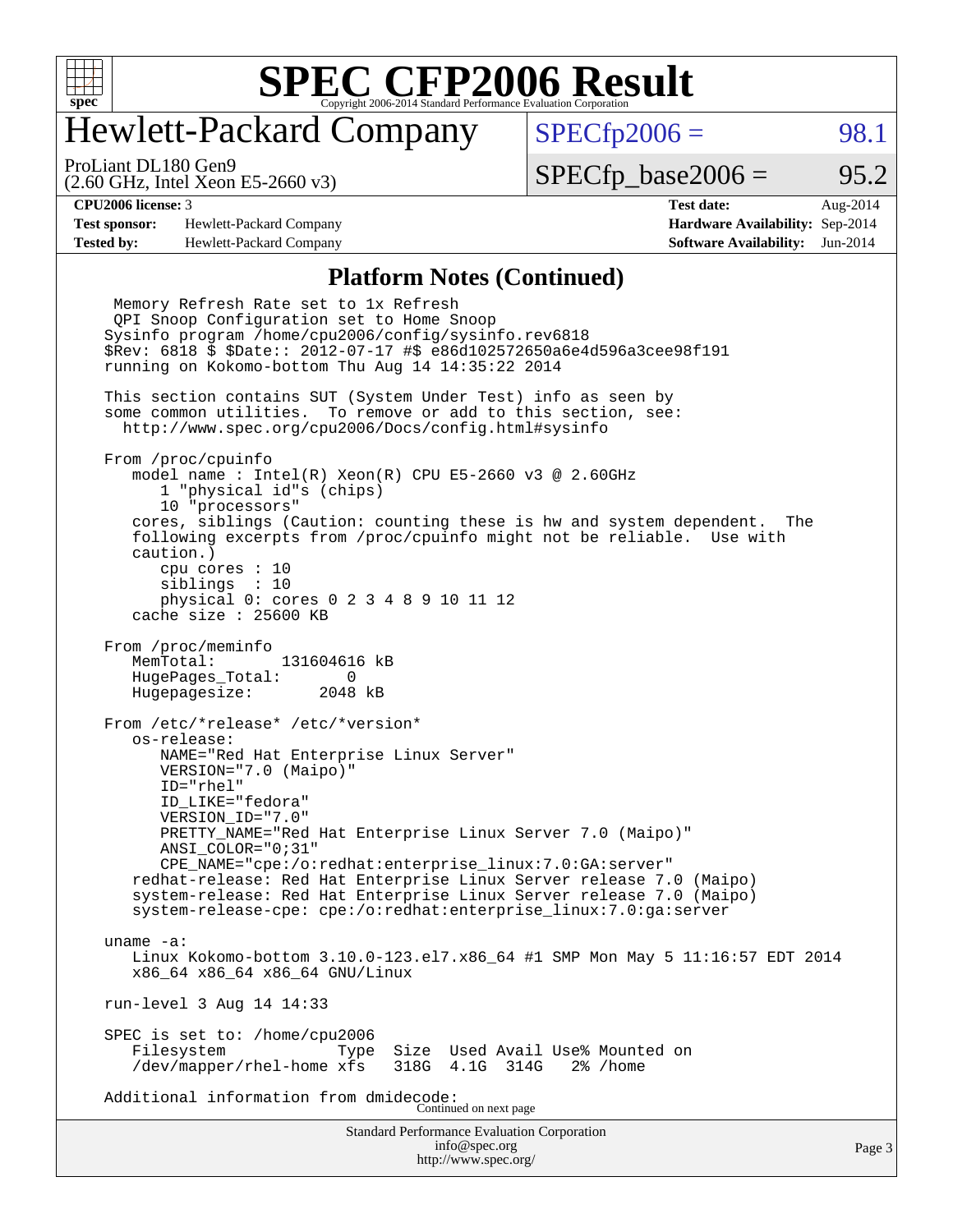# SPEC CFP2006 Result

## Hewlett-Packard Company

ProLiant DL180 Gen9
(2.60 GHz, Intel Xeon E5-2660 v3)

SPECfp2006 = 98.1

SPECfp_base2006 = 95.2

**CPU2006 license:** 3 | **Test date:** Aug-2014
**Test sponsor:** Hewlett-Packard Company | **Hardware Availability:** Sep-2014
**Tested by:** Hewlett-Packard Company | **Software Availability:** Jun-2014

### Platform Notes (Continued)

```
  Memory Refresh Rate set to 1x Refresh
  QPI Snoop Configuration set to Home Snoop
 Sysinfo program /home/cpu2006/config/sysinfo.rev6818
 $Rev: 6818 $ $Date:: 2012-07-17 #$ e86d102572650a6e4d596a3cee98f191
 running on Kokomo-bottom Thu Aug 14 14:35:22 2014

 This section contains SUT (System Under Test) info as seen by
 some common utilities.  To remove or add to this section, see:
   http://www.spec.org/cpu2006/Docs/config.html#sysinfo

 From /proc/cpuinfo
    model name : Intel(R) Xeon(R) CPU E5-2660 v3 @ 2.60GHz
       1 "physical id"s (chips)
       10 "processors"
    cores, siblings (Caution: counting these is hw and system dependent.  The
    following excerpts from /proc/cpuinfo might not be reliable.  Use with
    caution.)
       cpu cores : 10
       siblings  : 10
       physical 0: cores 0 2 3 4 8 9 10 11 12
    cache size : 25600 KB

 From /proc/meminfo
    MemTotal:       131604616 kB
    HugePages_Total:       0
    Hugepagesize:       2048 kB

 From /etc/*release* /etc/*version*
    os-release:
       NAME="Red Hat Enterprise Linux Server"
       VERSION="7.0 (Maipo)"
       ID="rhel"
       ID_LIKE="fedora"
       VERSION_ID="7.0"
       PRETTY_NAME="Red Hat Enterprise Linux Server 7.0 (Maipo)"
       ANSI_COLOR="0;31"
       CPE_NAME="cpe:/o:redhat:enterprise_linux:7.0:GA:server"
    redhat-release: Red Hat Enterprise Linux Server release 7.0 (Maipo)
    system-release: Red Hat Enterprise Linux Server release 7.0 (Maipo)
    system-release-cpe: cpe:/o:redhat:enterprise_linux:7.0:ga:server

 uname -a:
    Linux Kokomo-bottom 3.10.0-123.el7.x86_64 #1 SMP Mon May 5 11:16:57 EDT 2014
    x86_64 x86_64 x86_64 GNU/Linux

 run-level 3 Aug 14 14:33

 SPEC is set to: /home/cpu2006
    Filesystem            Type  Size  Used Avail Use% Mounted on
    /dev/mapper/rhel-home xfs   318G  4.1G  314G   2% /home

 Additional information from dmidecode:
```

Continued on next page

Standard Performance Evaluation Corporation
info@spec.org
http://www.spec.org/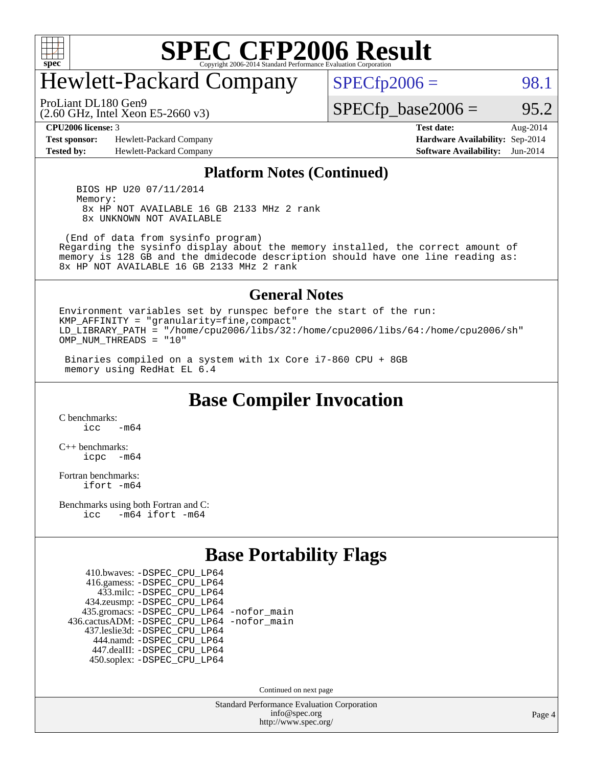# SPEC CFP2006 Result

Copyright 2006-2014 Standard Performance Evaluation Corporation

## Hewlett-Packard Company

ProLiant DL180 Gen9
(2.60 GHz, Intel Xeon E5-2660 v3)

SPECfp2006 = 98.1

SPECfp_base2006 = 95.2

| | | | |
|---|---|---|---|
| **CPU2006 license:** 3 | | **Test date:** | Aug-2014 |
| **Test sponsor:** | Hewlett-Packard Company | **Hardware Availability:** | Sep-2014 |
| **Tested by:** | Hewlett-Packard Company | **Software Availability:** | Jun-2014 |

## Platform Notes (Continued)

```
   BIOS HP U20 07/11/2014
   Memory:
    8x HP NOT AVAILABLE 16 GB 2133 MHz 2 rank
    8x UNKNOWN NOT AVAILABLE

  (End of data from sysinfo program)
Regarding the sysinfo display about the memory installed, the correct amount of
memory is 128 GB and the dmidecode description should have one line reading as:
8x HP NOT AVAILABLE 16 GB 2133 MHz 2 rank
```

## General Notes

```
Environment variables set by runspec before the start of the run:
KMP_AFFINITY = "granularity=fine,compact"
LD_LIBRARY_PATH = "/home/cpu2006/libs/32:/home/cpu2006/libs/64:/home/cpu2006/sh"
OMP_NUM_THREADS = "10"

 Binaries compiled on a system with 1x Core i7-860 CPU + 8GB
 memory using RedHat EL 6.4
```

## Base Compiler Invocation

C benchmarks:
    icc   -m64

C++ benchmarks:
    icpc  -m64

Fortran benchmarks:
    ifort -m64

Benchmarks using both Fortran and C:
    icc   -m64 ifort -m64

## Base Portability Flags

```
     410.bwaves: -DSPEC_CPU_LP64
     416.gamess: -DSPEC_CPU_LP64
       433.milc: -DSPEC_CPU_LP64
     434.zeusmp: -DSPEC_CPU_LP64
    435.gromacs: -DSPEC_CPU_LP64 -nofor_main
 436.cactusADM: -DSPEC_CPU_LP64 -nofor_main
    437.leslie3d: -DSPEC_CPU_LP64
      444.namd: -DSPEC_CPU_LP64
     447.dealII: -DSPEC_CPU_LP64
     450.soplex: -DSPEC_CPU_LP64
```

Continued on next page

Standard Performance Evaluation Corporation
info@spec.org
http://www.spec.org/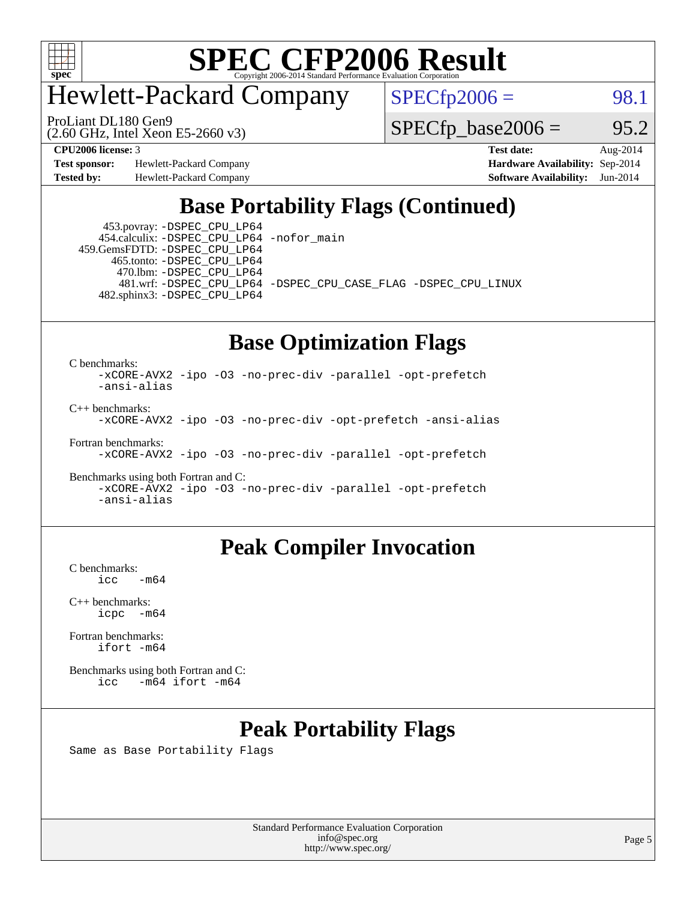# SPEC CFP2006 Result

Copyright 2006-2014 Standard Performance Evaluation Corporation

## Hewlett-Packard Company

ProLiant DL180 Gen9
(2.60 GHz, Intel Xeon E5-2660 v3)

SPECfp2006 = 98.1

SPECfp_base2006 = 95.2

| | | | |
|---|---|---|---|
| **CPU2006 license:** 3 | | **Test date:** | Aug-2014 |
| **Test sponsor:** | Hewlett-Packard Company | **Hardware Availability:** | Sep-2014 |
| **Tested by:** | Hewlett-Packard Company | **Software Availability:** | Jun-2014 |

## Base Portability Flags (Continued)

```
     453.povray: -DSPEC_CPU_LP64
    454.calculix: -DSPEC_CPU_LP64 -nofor_main
   459.GemsFDTD: -DSPEC_CPU_LP64
      465.tonto: -DSPEC_CPU_LP64
        470.lbm: -DSPEC_CPU_LP64
        481.wrf: -DSPEC_CPU_LP64 -DSPEC_CPU_CASE_FLAG -DSPEC_CPU_LINUX
    482.sphinx3: -DSPEC_CPU_LP64
```

## Base Optimization Flags

C benchmarks:
```
-xCORE-AVX2 -ipo -O3 -no-prec-div -parallel -opt-prefetch
-ansi-alias
```

C++ benchmarks:
```
-xCORE-AVX2 -ipo -O3 -no-prec-div -opt-prefetch -ansi-alias
```

Fortran benchmarks:
```
-xCORE-AVX2 -ipo -O3 -no-prec-div -parallel -opt-prefetch
```

Benchmarks using both Fortran and C:
```
-xCORE-AVX2 -ipo -O3 -no-prec-div -parallel -opt-prefetch
-ansi-alias
```

## Peak Compiler Invocation

C benchmarks:
```
icc   -m64
```

C++ benchmarks:
```
icpc  -m64
```

Fortran benchmarks:
```
ifort -m64
```

Benchmarks using both Fortran and C:
```
icc   -m64 ifort -m64
```

## Peak Portability Flags

Same as Base Portability Flags

Standard Performance Evaluation Corporation
info@spec.org
http://www.spec.org/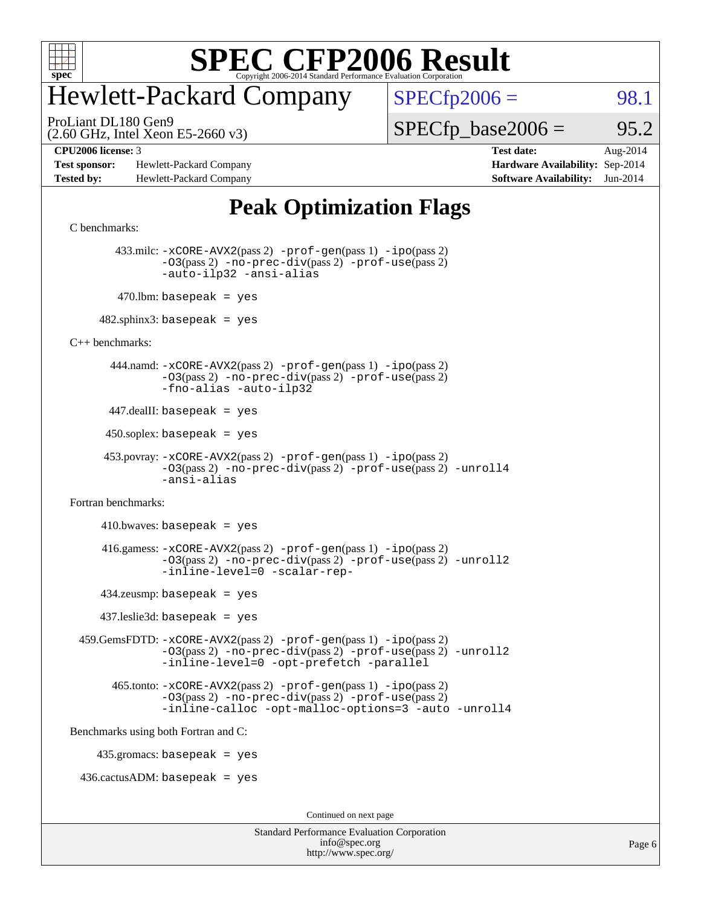# SPEC CFP2006 Result

Copyright 2006-2014 Standard Performance Evaluation Corporation

## Hewlett-Packard Company

ProLiant DL180 Gen9
(2.60 GHz, Intel Xeon E5-2660 v3)

SPECfp2006 = 98.1

SPECfp_base2006 = 95.2

| | | | |
|---|---|---|---|
| **CPU2006 license:** 3 | | **Test date:** | Aug-2014 |
| **Test sponsor:** | Hewlett-Packard Company | **Hardware Availability:** | Sep-2014 |
| **Tested by:** | Hewlett-Packard Company | **Software Availability:** | Jun-2014 |

# Peak Optimization Flags

C benchmarks:

433.milc: `-xCORE-AVX2`(pass 2) `-prof-gen`(pass 1) `-ipo`(pass 2) `-O3`(pass 2) `-no-prec-div`(pass 2) `-prof-use`(pass 2) `-auto-ilp32` `-ansi-alias`

470.lbm: `basepeak = yes`

482.sphinx3: `basepeak = yes`

C++ benchmarks:

444.namd: `-xCORE-AVX2`(pass 2) `-prof-gen`(pass 1) `-ipo`(pass 2) `-O3`(pass 2) `-no-prec-div`(pass 2) `-prof-use`(pass 2) `-fno-alias` `-auto-ilp32`

447.dealII: `basepeak = yes`

450.soplex: `basepeak = yes`

453.povray: `-xCORE-AVX2`(pass 2) `-prof-gen`(pass 1) `-ipo`(pass 2) `-O3`(pass 2) `-no-prec-div`(pass 2) `-prof-use`(pass 2) `-unroll4` `-ansi-alias`

Fortran benchmarks:

410.bwaves: `basepeak = yes`

416.gamess: `-xCORE-AVX2`(pass 2) `-prof-gen`(pass 1) `-ipo`(pass 2) `-O3`(pass 2) `-no-prec-div`(pass 2) `-prof-use`(pass 2) `-unroll2` `-inline-level=0` `-scalar-rep-`

434.zeusmp: `basepeak = yes`

437.leslie3d: `basepeak = yes`

459.GemsFDTD: `-xCORE-AVX2`(pass 2) `-prof-gen`(pass 1) `-ipo`(pass 2) `-O3`(pass 2) `-no-prec-div`(pass 2) `-prof-use`(pass 2) `-unroll2` `-inline-level=0` `-opt-prefetch` `-parallel`

465.tonto: `-xCORE-AVX2`(pass 2) `-prof-gen`(pass 1) `-ipo`(pass 2) `-O3`(pass 2) `-no-prec-div`(pass 2) `-prof-use`(pass 2) `-inline-calloc` `-opt-malloc-options=3` `-auto` `-unroll4`

Benchmarks using both Fortran and C:

435.gromacs: `basepeak = yes`

436.cactusADM: `basepeak = yes`

Continued on next page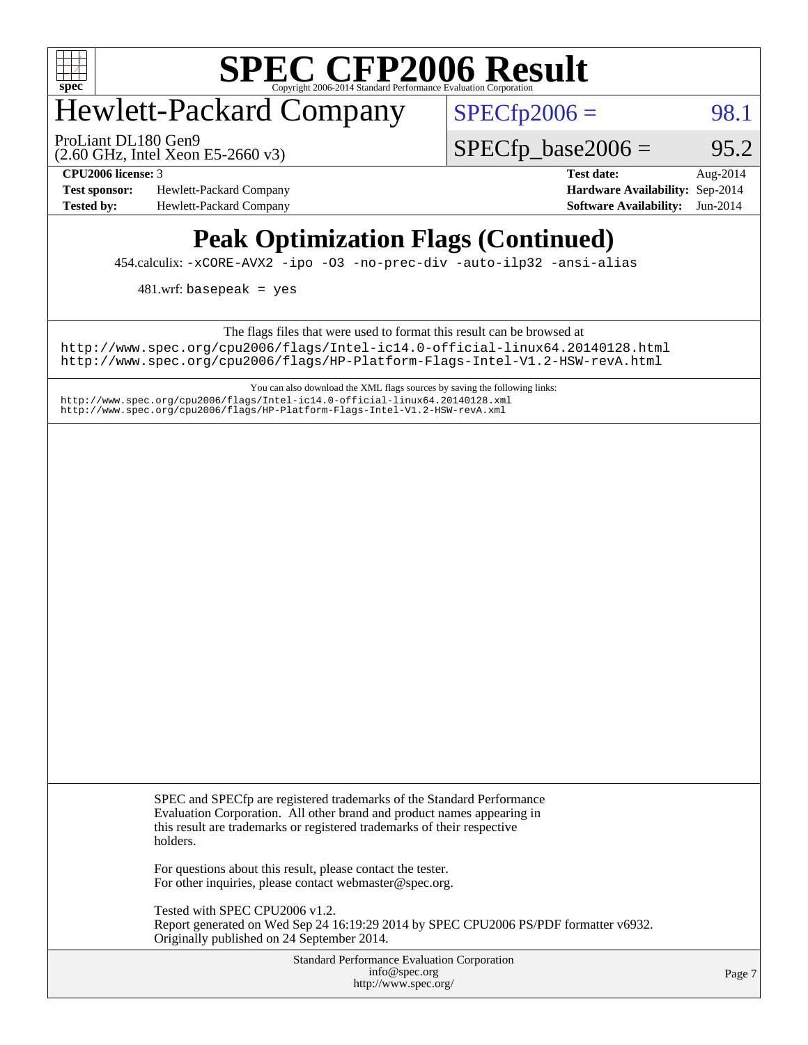## Peak Optimization Flags (Continued)

454.calculix: -xCORE-AVX2 -ipo -O3 -no-prec-div -auto-ilp32 -ansi-alias

481.wrf: basepeak = yes

The flags files that were used to format this result can be browsed at
http://www.spec.org/cpu2006/flags/Intel-ic14.0-official-linux64.20140128.html
http://www.spec.org/cpu2006/flags/HP-Platform-Flags-Intel-V1.2-HSW-revA.html

You can also download the XML flags sources by saving the following links:
http://www.spec.org/cpu2006/flags/Intel-ic14.0-official-linux64.20140128.xml
http://www.spec.org/cpu2006/flags/HP-Platform-Flags-Intel-V1.2-HSW-revA.xml

SPEC and SPECfp are registered trademarks of the Standard Performance Evaluation Corporation. All other brand and product names appearing in this result are trademarks or registered trademarks of their respective holders.

For questions about this result, please contact the tester.
For other inquiries, please contact webmaster@spec.org.

Tested with SPEC CPU2006 v1.2.
Report generated on Wed Sep 24 16:19:29 2014 by SPEC CPU2006 PS/PDF formatter v6932.
Originally published on 24 September 2014.